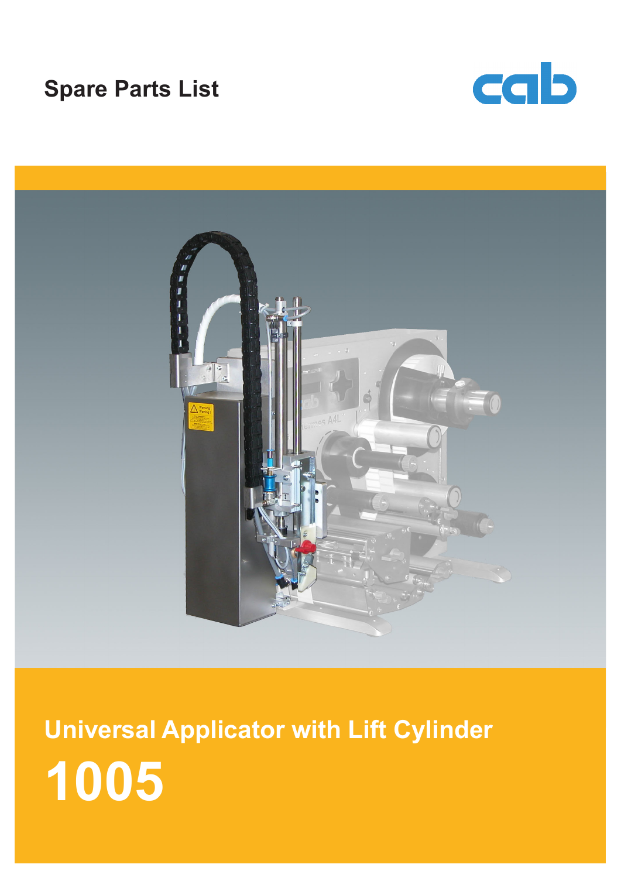Spare Parts List

cab

# Universal Applicator with Lift Cylinder

# 1005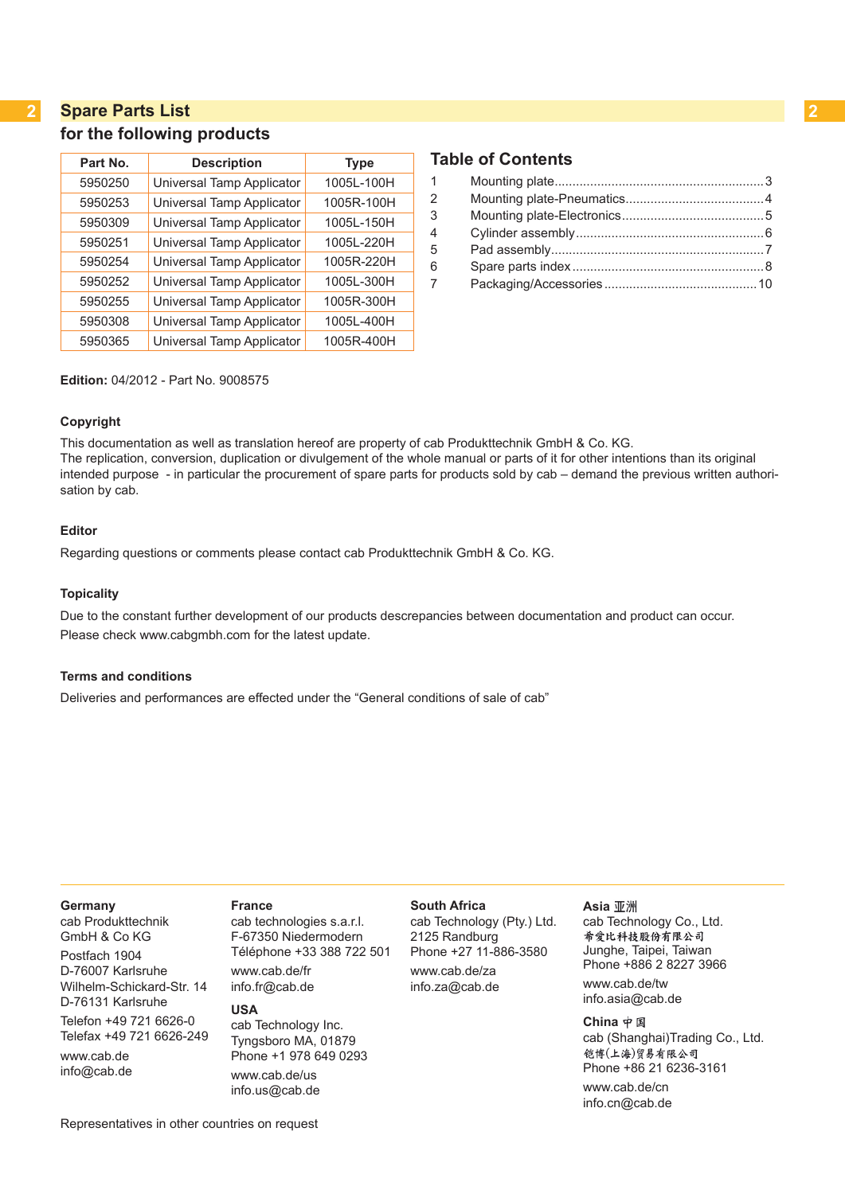# Spare Parts List

## for the following products

| Part No. | Description | Type |
|---|---|---|
| 5950250 | Universal Tamp Applicator | 1005L-100H |
| 5950253 | Universal Tamp Applicator | 1005R-100H |
| 5950309 | Universal Tamp Applicator | 1005L-150H |
| 5950251 | Universal Tamp Applicator | 1005L-220H |
| 5950254 | Universal Tamp Applicator | 1005R-220H |
| 5950252 | Universal Tamp Applicator | 1005L-300H |
| 5950255 | Universal Tamp Applicator | 1005R-300H |
| 5950308 | Universal Tamp Applicator | 1005L-400H |
| 5950365 | Universal Tamp Applicator | 1005R-400H |

## Table of Contents

| | | |
|---|---|---|
| 1 | Mounting plate | 3 |
| 2 | Mounting plate-Pneumatics | 4 |
| 3 | Mounting plate-Electronics | 5 |
| 4 | Cylinder assembly | 6 |
| 5 | Pad assembly | 7 |
| 6 | Spare parts index | 8 |
| 7 | Packaging/Accessories | 10 |

**Edition:** 04/2012 - Part No. 9008575

**Copyright**

This documentation as well as translation hereof are property of cab Produkttechnik GmbH & Co. KG.
The replication, conversion, duplication or divulgement of the whole manual or parts of it for other intentions than its original intended purpose - in particular the procurement of spare parts for products sold by cab – demand the previous written authorisation by cab.

**Editor**

Regarding questions or comments please contact cab Produkttechnik GmbH & Co. KG.

**Topicality**

Due to the constant further development of our products descrepancies between documentation and product can occur.
Please check www.cabgmbh.com for the latest update.

**Terms and conditions**

Deliveries and performances are effected under the “General conditions of sale of cab”

**Germany**
cab Produkttechnik
GmbH & Co KG
Postfach 1904
D-76007 Karlsruhe
Wilhelm-Schickard-Str. 14
D-76131 Karlsruhe
Telefon +49 721 6626-0
Telefax +49 721 6626-249
www.cab.de
info@cab.de

**France**
cab technologies s.a.r.l.
F-67350 Niedermodern
Téléphone +33 388 722 501
www.cab.de/fr
info.fr@cab.de

**USA**
cab Technology Inc.
Tyngsboro MA, 01879
Phone +1 978 649 0293
www.cab.de/us
info.us@cab.de

**South Africa**
cab Technology (Pty.) Ltd.
2125 Randburg
Phone +27 11-886-3580
www.cab.de/za
info.za@cab.de

**Asia 亚洲**
cab Technology Co., Ltd.
希爱比科技股份有限公司
Junghe, Taipei, Taiwan
Phone +886 2 8227 3966
www.cab.de/tw
info.asia@cab.de

**China 中国**
cab (Shanghai)Trading Co., Ltd.
铠博(上海)贸易有限公司
Phone +86 21 6236-3161
www.cab.de/cn
info.cn@cab.de

Representatives in other countries on request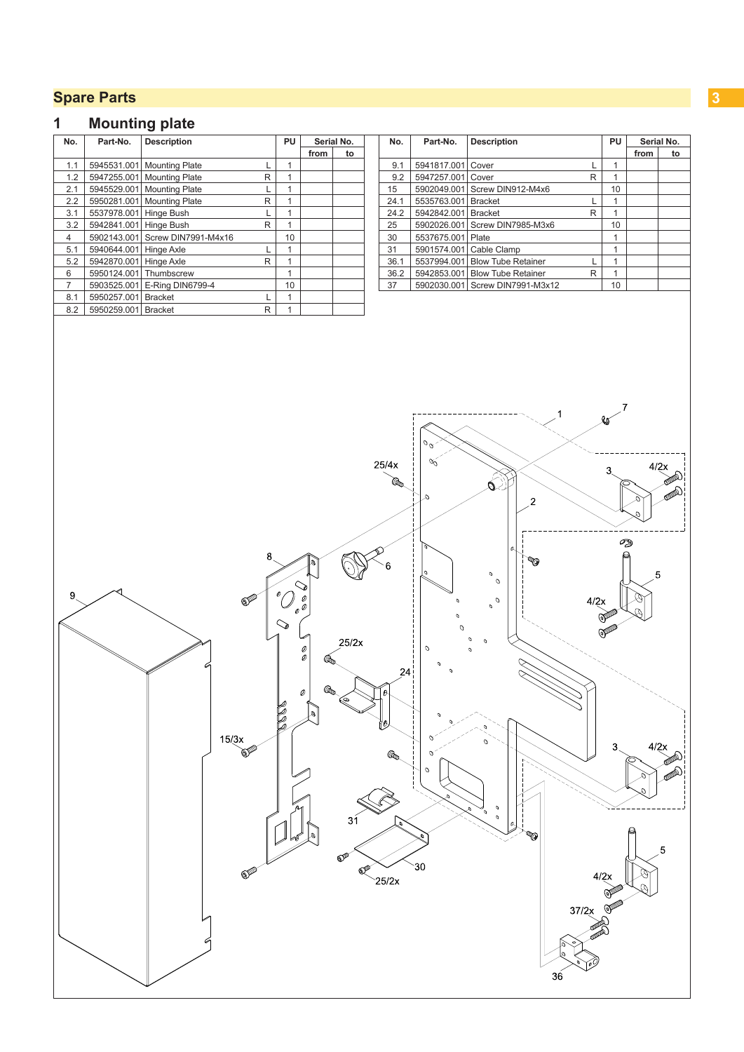# Spare Parts

## 1 Mounting plate

| No. | Part-No. | Description | | PU | Serial No. | |
|---|---|---|---|---|---|---|
| | | | | | from | to |
| 1.1 | 5945531.001 | Mounting Plate | L | 1 | | |
| 1.2 | 5947255.001 | Mounting Plate | R | 1 | | |
| 2.1 | 5945529.001 | Mounting Plate | L | 1 | | |
| 2.2 | 5950281.001 | Mounting Plate | R | 1 | | |
| 3.1 | 5537978.001 | Hinge Bush | L | 1 | | |
| 3.2 | 5942841.001 | Hinge Bush | R | 1 | | |
| 4 | 5902143.001 | Screw DIN7991-M4x16 | | 10 | | |
| 5.1 | 5940644.001 | Hinge Axle | L | 1 | | |
| 5.2 | 5942870.001 | Hinge Axle | R | 1 | | |
| 6 | 5950124.001 | Thumbscrew | | 1 | | |
| 7 | 5903525.001 | E-Ring DIN6799-4 | | 10 | | |
| 8.1 | 5950257.001 | Bracket | L | 1 | | |
| 8.2 | 5950259.001 | Bracket | R | 1 | | |

| No. | Part-No. | Description | | PU | Serial No. | |
|---|---|---|---|---|---|---|
| | | | | | from | to |
| 9.1 | 5941817.001 | Cover | L | 1 | | |
| 9.2 | 5947257.001 | Cover | R | 1 | | |
| 15 | 5902049.001 | Screw DIN912-M4x6 | | 10 | | |
| 24.1 | 5535763.001 | Bracket | L | 1 | | |
| 24.2 | 5942842.001 | Bracket | R | 1 | | |
| 25 | 5902026.001 | Screw DIN7985-M3x6 | | 10 | | |
| 30 | 5537675.001 | Plate | | 1 | | |
| 31 | 5901574.001 | Cable Clamp | | 1 | | |
| 36.1 | 5537994.001 | Blow Tube Retainer | L | 1 | | |
| 36.2 | 5942853.001 | Blow Tube Retainer | R | 1 | | |
| 37 | 5902030.001 | Screw DIN7991-M3x12 | | 10 | | |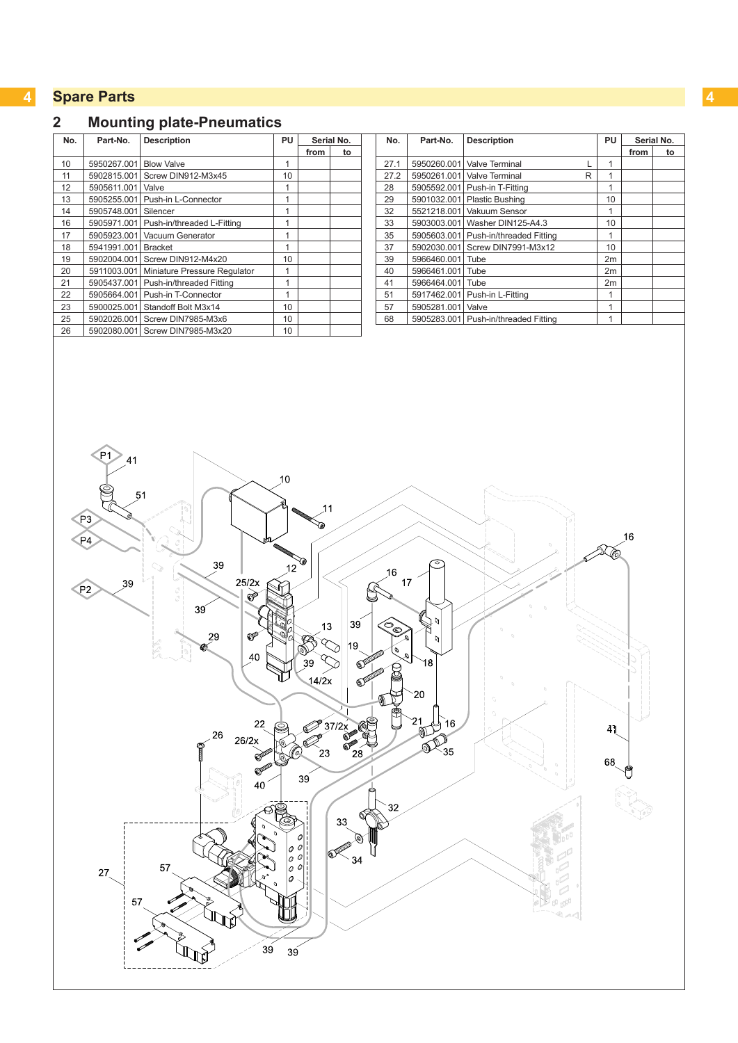# 4 Spare Parts

## 2 Mounting plate-Pneumatics

| No. | Part-No. | Description | PU | Serial No. from | Serial No. to |
|---|---|---|---|---|---|
| 10 | 5950267.001 | Blow Valve | 1 | | |
| 11 | 5902815.001 | Screw DIN912-M3x45 | 10 | | |
| 12 | 5905611.001 | Valve | 1 | | |
| 13 | 5905255.001 | Push-in L-Connector | 1 | | |
| 14 | 5905748.001 | Silencer | 1 | | |
| 16 | 5905971.001 | Push-in/threaded L-Fitting | 1 | | |
| 17 | 5905923.001 | Vacuum Generator | 1 | | |
| 18 | 5941991.001 | Bracket | 1 | | |
| 19 | 5902004.001 | Screw DIN912-M4x20 | 10 | | |
| 20 | 5911003.001 | Miniature Pressure Regulator | 1 | | |
| 21 | 5905437.001 | Push-in/threaded Fitting | 1 | | |
| 22 | 5905664.001 | Push-in T-Connector | 1 | | |
| 23 | 5900025.001 | Standoff Bolt M3x14 | 10 | | |
| 25 | 5902026.001 | Screw DIN7985-M3x6 | 10 | | |
| 26 | 5902080.001 | Screw DIN7985-M3x20 | 10 | | |
| 27.1 | 5950260.001 | Valve Terminal L | 1 | | |
| 27.2 | 5950261.001 | Valve Terminal R | 1 | | |
| 28 | 5905592.001 | Push-in T-Fitting | 1 | | |
| 29 | 5901032.001 | Plastic Bushing | 10 | | |
| 32 | 5521218.001 | Vakuum Sensor | 1 | | |
| 33 | 5903003.001 | Washer DIN125-A4.3 | 10 | | |
| 35 | 5905603.001 | Push-in/threaded Fitting | 1 | | |
| 37 | 5902030.001 | Screw DIN7991-M3x12 | 10 | | |
| 39 | 5966460.001 | Tube | 2m | | |
| 40 | 5966461.001 | Tube | 2m | | |
| 41 | 5966464.001 | Tube | 2m | | |
| 51 | 5917462.001 | Push-in L-Fitting | 1 | | |
| 57 | 5905281.001 | Valve | 1 | | |
| 68 | 5905283.001 | Push-in/threaded Fitting | 1 | | |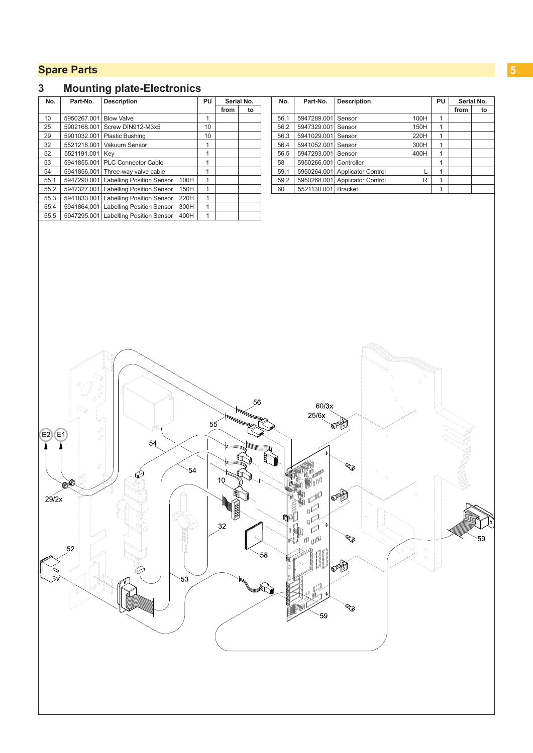# Spare Parts

## 3 Mounting plate-Electronics

| No. | Part-No. | Description | PU | Serial No. | |
|---|---|---|---|---|---|
| | | | | from | to |
| 10 | 5950267.001 | Blow Valve | 1 | | |
| 25 | 5902168.001 | Screw DIN912-M3x5 | 10 | | |
| 29 | 5901032.001 | Plastic Bushing | 10 | | |
| 32 | 5521218.001 | Vakuum Sensor | 1 | | |
| 52 | 5521191.001 | Key | 1 | | |
| 53 | 5941855.001 | PLC Connector Cable | 1 | | |
| 54 | 5941856.001 | Three-way valve cable | 1 | | |
| 55.1 | 5947290.001 | Labelling Position Sensor 100H | 1 | | |
| 55.2 | 5947327.001 | Labelling Position Sensor 150H | 1 | | |
| 55.3 | 5941833.001 | Labelling Position Sensor 220H | 1 | | |
| 55.4 | 5941864.001 | Labelling Position Sensor 300H | 1 | | |
| 55.5 | 5947295.001 | Labelling Position Sensor 400H | 1 | | |

| No. | Part-No. | Description | PU | Serial No. | |
|---|---|---|---|---|---|
| | | | | from | to |
| 56.1 | 5947289.001 | Sensor 100H | 1 | | |
| 56.2 | 5947329.001 | Sensor 150H | 1 | | |
| 56.3 | 5941029.001 | Sensor 220H | 1 | | |
| 56.4 | 5941052.001 | Sensor 300H | 1 | | |
| 56.5 | 5947293.001 | Sensor 400H | 1 | | |
| 58 | 5950266.001 | Controller | 1 | | |
| 59.1 | 5950264.001 | Applicator Control L | 1 | | |
| 59.2 | 5950268.001 | Applicator Control R | 1 | | |
| 60 | 5521130.001 | Bracket | 1 | | |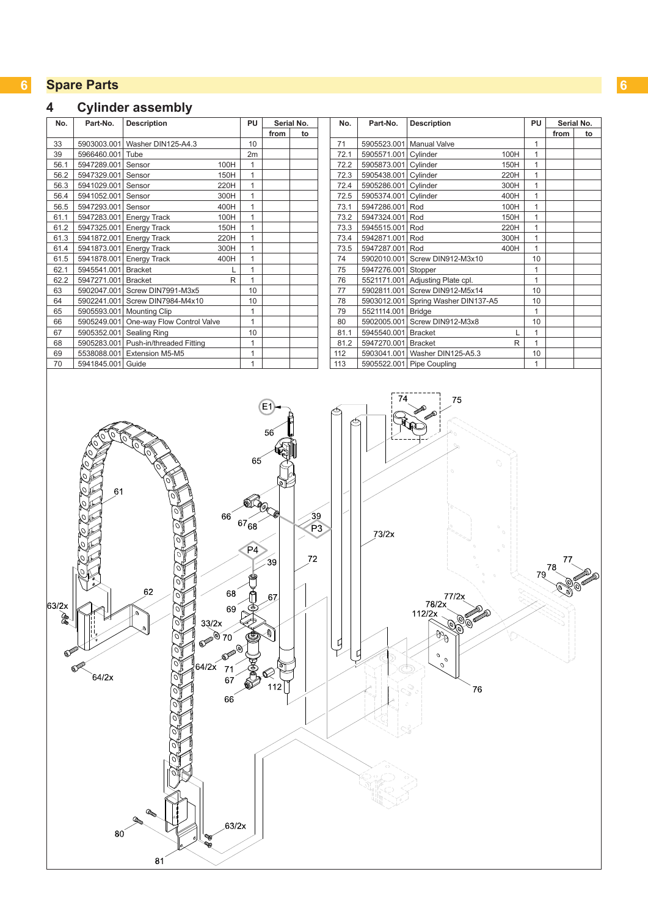# 6 Spare Parts

## 4 Cylinder assembly

| No. | Part-No. | Description | | PU | Serial No. from | Serial No. to |
|---|---|---|---|---|---|---|
| 33 | 5903003.001 | Washer DIN125-A4.3 | | 10 | | |
| 39 | 5966460.001 | Tube | | 2m | | |
| 56.1 | 5947289.001 | Sensor | 100H | 1 | | |
| 56.2 | 5947329.001 | Sensor | 150H | 1 | | |
| 56.3 | 5941029.001 | Sensor | 220H | 1 | | |
| 56.4 | 5941052.001 | Sensor | 300H | 1 | | |
| 56.5 | 5947293.001 | Sensor | 400H | 1 | | |
| 61.1 | 5947283.001 | Energy Track | 100H | 1 | | |
| 61.2 | 5947325.001 | Energy Track | 150H | 1 | | |
| 61.3 | 5941872.001 | Energy Track | 220H | 1 | | |
| 61.4 | 5941873.001 | Energy Track | 300H | 1 | | |
| 61.5 | 5941878.001 | Energy Track | 400H | 1 | | |
| 62.1 | 5945541.001 | Bracket | L | 1 | | |
| 62.2 | 5947271.001 | Bracket | R | 1 | | |
| 63 | 5902047.001 | Screw DIN7991-M3x5 | | 10 | | |
| 64 | 5902241.001 | Screw DIN7984-M4x10 | | 10 | | |
| 65 | 5905593.001 | Mounting Clip | | 1 | | |
| 66 | 5905249.001 | One-way Flow Control Valve | | 1 | | |
| 67 | 5905352.001 | Sealing Ring | | 10 | | |
| 68 | 5905283.001 | Push-in/threaded Fitting | | 1 | | |
| 69 | 5538088.001 | Extension M5-M5 | | 1 | | |
| 70 | 5941845.001 | Guide | | 1 | | |
| 71 | 5905523.001 | Manual Valve | | 1 | | |
| 72.1 | 5905571.001 | Cylinder | 100H | 1 | | |
| 72.2 | 5905873.001 | Cylinder | 150H | 1 | | |
| 72.3 | 5905438.001 | Cylinder | 220H | 1 | | |
| 72.4 | 5905286.001 | Cylinder | 300H | 1 | | |
| 72.5 | 5905374.001 | Cylinder | 400H | 1 | | |
| 73.1 | 5947286.001 | Rod | 100H | 1 | | |
| 73.2 | 5947324.001 | Rod | 150H | 1 | | |
| 73.3 | 5945515.001 | Rod | 220H | 1 | | |
| 73.4 | 5942871.001 | Rod | 300H | 1 | | |
| 73.5 | 5947287.001 | Rod | 400H | 1 | | |
| 74 | 5902010.001 | Screw DIN912-M3x10 | | 10 | | |
| 75 | 5947276.001 | Stopper | | 1 | | |
| 76 | 5521171.001 | Adjusting Plate cpl. | | 1 | | |
| 77 | 5902811.001 | Screw DIN912-M5x14 | | 10 | | |
| 78 | 5903012.001 | Spring Washer DIN137-A5 | | 10 | | |
| 79 | 5521114.001 | Bridge | | 1 | | |
| 80 | 5902005.001 | Screw DIN912-M3x8 | | 10 | | |
| 81.1 | 5945540.001 | Bracket | L | 1 | | |
| 81.2 | 5947270.001 | Bracket | R | 1 | | |
| 112 | 5903041.001 | Washer DIN125-A5.3 | | 10 | | |
| 113 | 5905522.001 | Pipe Coupling | | 1 | | |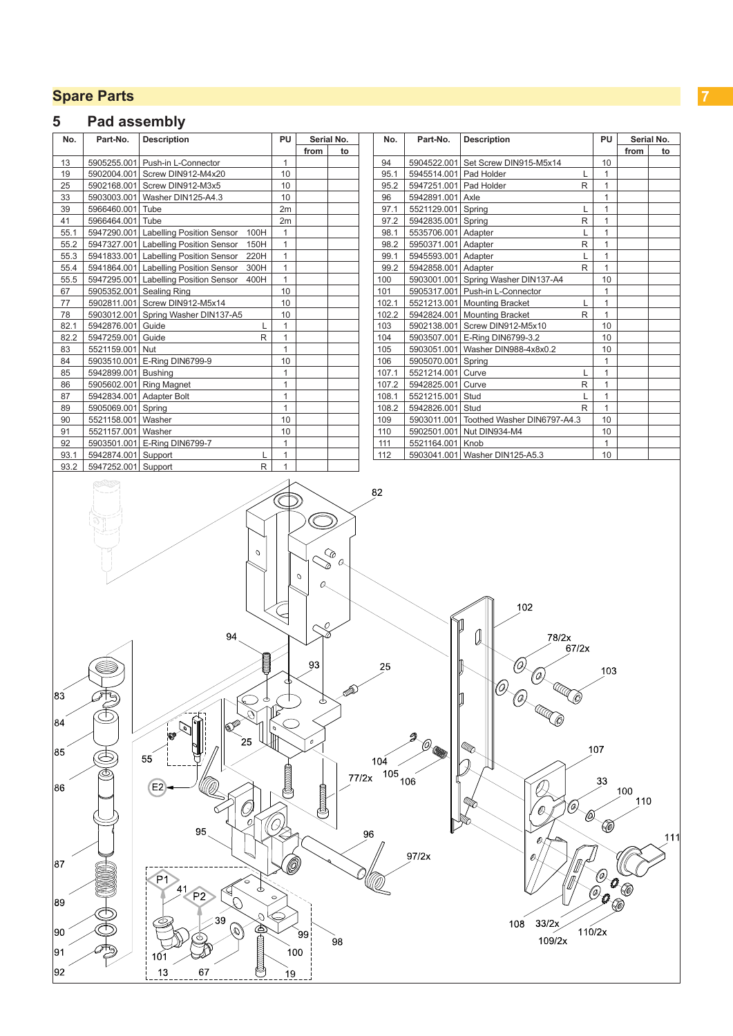## Spare Parts

## 5 Pad assembly

| No. | Part-No. | Description | | PU | Serial No. from | Serial No. to |
|---|---|---|---|---|---|---|
| 13 | 5905255.001 | Push-in L-Connector | | 1 | | |
| 19 | 5902004.001 | Screw DIN912-M4x20 | | 10 | | |
| 25 | 5902168.001 | Screw DIN912-M3x5 | | 10 | | |
| 33 | 5903003.001 | Washer DIN125-A4.3 | | 10 | | |
| 39 | 5966460.001 | Tube | | 2m | | |
| 41 | 5966464.001 | Tube | | 2m | | |
| 55.1 | 5947290.001 | Labelling Position Sensor | 100H | 1 | | |
| 55.2 | 5947327.001 | Labelling Position Sensor | 150H | 1 | | |
| 55.3 | 5941833.001 | Labelling Position Sensor | 220H | 1 | | |
| 55.4 | 5941864.001 | Labelling Position Sensor | 300H | 1 | | |
| 55.5 | 5947295.001 | Labelling Position Sensor | 400H | 1 | | |
| 67 | 5905352.001 | Sealing Ring | | 10 | | |
| 77 | 5902811.001 | Screw DIN912-M5x14 | | 10 | | |
| 78 | 5903012.001 | Spring Washer DIN137-A5 | | 10 | | |
| 82.1 | 5942876.001 | Guide | L | 1 | | |
| 82.2 | 5947259.001 | Guide | R | 1 | | |
| 83 | 5521159.001 | Nut | | 1 | | |
| 84 | 5903510.001 | E-Ring DIN6799-9 | | 10 | | |
| 85 | 5942899.001 | Bushing | | 1 | | |
| 86 | 5905602.001 | Ring Magnet | | 1 | | |
| 87 | 5942834.001 | Adapter Bolt | | 1 | | |
| 89 | 5905069.001 | Spring | | 1 | | |
| 90 | 5521158.001 | Washer | | 10 | | |
| 91 | 5521157.001 | Washer | | 10 | | |
| 92 | 5903501.001 | E-Ring DIN6799-7 | | 1 | | |
| 93.1 | 5942874.001 | Support | L | 1 | | |
| 93.2 | 5947252.001 | Support | R | 1 | | |
| 94 | 5904522.001 | Set Screw DIN915-M5x14 | | 10 | | |
| 95.1 | 5945514.001 | Pad Holder | L | 1 | | |
| 95.2 | 5947251.001 | Pad Holder | R | 1 | | |
| 96 | 5942891.001 | Axle | | 1 | | |
| 97.1 | 5521129.001 | Spring | L | 1 | | |
| 97.2 | 5942835.001 | Spring | R | 1 | | |
| 98.1 | 5535706.001 | Adapter | L | 1 | | |
| 98.2 | 5950371.001 | Adapter | R | 1 | | |
| 99.1 | 5945593.001 | Adapter | L | 1 | | |
| 99.2 | 5942858.001 | Adapter | R | 1 | | |
| 100 | 5903001.001 | Spring Washer DIN137-A4 | | 10 | | |
| 101 | 5905317.001 | Push-in L-Connector | | 1 | | |
| 102.1 | 5521213.001 | Mounting Bracket | L | 1 | | |
| 102.2 | 5942824.001 | Mounting Bracket | R | 1 | | |
| 103 | 5902138.001 | Screw DIN912-M5x10 | | 10 | | |
| 104 | 5903507.001 | E-Ring DIN6799-3.2 | | 10 | | |
| 105 | 5903051.001 | Washer DIN988-4x8x0.2 | | 10 | | |
| 106 | 5905070.001 | Spring | | 1 | | |
| 107.1 | 5521214.001 | Curve | L | 1 | | |
| 107.2 | 5942825.001 | Curve | R | 1 | | |
| 108.1 | 5521215.001 | Stud | L | 1 | | |
| 108.2 | 5942826.001 | Stud | R | 1 | | |
| 109 | 5903011.001 | Toothed Washer DIN6797-A4.3 | | 10 | | |
| 110 | 5902501.001 | Nut DIN934-M4 | | 10 | | |
| 111 | 5521164.001 | Knob | | 1 | | |
| 112 | 5903041.001 | Washer DIN125-A5.3 | | 10 | | |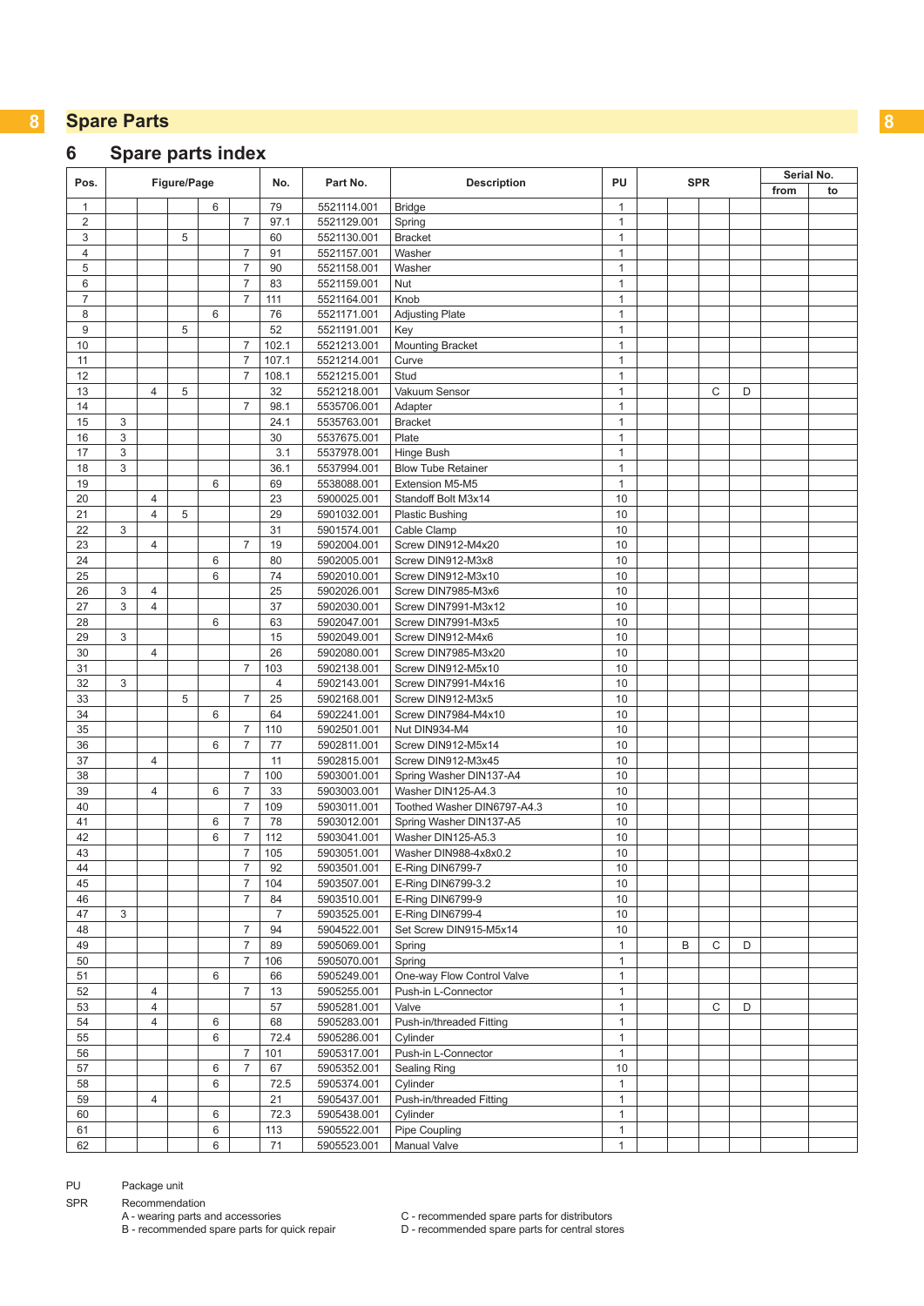## Spare Parts

## 6 Spare parts index

| Pos. | Figure/Page | | | | | No. | Part No. | Description | PU | SPR | | | | Serial No. | |
|---|---|---|---|---|---|---|---|---|---|---|---|---|---|---|---|
| | | | | | | | | | | | | | | from | to |
| 1 | | | | 6 | | 79 | 5521114.001 | Bridge | 1 | | | | | | |
| 2 | | | | | 7 | 97.1 | 5521129.001 | Spring | 1 | | | | | | |
| 3 | | | 5 | | | 60 | 5521130.001 | Bracket | 1 | | | | | | |
| 4 | | | | | 7 | 91 | 5521157.001 | Washer | 1 | | | | | | |
| 5 | | | | | 7 | 90 | 5521158.001 | Washer | 1 | | | | | | |
| 6 | | | | | 7 | 83 | 5521159.001 | Nut | 1 | | | | | | |
| 7 | | | | | 7 | 111 | 5521164.001 | Knob | 1 | | | | | | |
| 8 | | | | 6 | | 76 | 5521171.001 | Adjusting Plate | 1 | | | | | | |
| 9 | | | 5 | | | 52 | 5521191.001 | Key | 1 | | | | | | |
| 10 | | | | | 7 | 102.1 | 5521213.001 | Mounting Bracket | 1 | | | | | | |
| 11 | | | | | 7 | 107.1 | 5521214.001 | Curve | 1 | | | | | | |
| 12 | | | | | 7 | 108.1 | 5521215.001 | Stud | 1 | | | | | | |
| 13 | | 4 | 5 | | | 32 | 5521218.001 | Vakuum Sensor | 1 | | | C | D | | |
| 14 | | | | | 7 | 98.1 | 5535706.001 | Adapter | 1 | | | | | | |
| 15 | 3 | | | | | 24.1 | 5535763.001 | Bracket | 1 | | | | | | |
| 16 | 3 | | | | | 30 | 5537675.001 | Plate | 1 | | | | | | |
| 17 | 3 | | | | | 3.1 | 5537978.001 | Hinge Bush | 1 | | | | | | |
| 18 | 3 | | | | | 36.1 | 5537994.001 | Blow Tube Retainer | 1 | | | | | | |
| 19 | | | | 6 | | 69 | 5538088.001 | Extension M5-M5 | 1 | | | | | | |
| 20 | | 4 | | | | 23 | 5900025.001 | Standoff Bolt M3x14 | 10 | | | | | | |
| 21 | | 4 | 5 | | | 29 | 5901032.001 | Plastic Bushing | 10 | | | | | | |
| 22 | 3 | | | | | 31 | 5901574.001 | Cable Clamp | 10 | | | | | | |
| 23 | | 4 | | | 7 | 19 | 5902004.001 | Screw DIN912-M4x20 | 10 | | | | | | |
| 24 | | | | 6 | | 80 | 5902005.001 | Screw DIN912-M3x8 | 10 | | | | | | |
| 25 | | | | 6 | | 74 | 5902010.001 | Screw DIN912-M3x10 | 10 | | | | | | |
| 26 | 3 | 4 | | | | 25 | 5902026.001 | Screw DIN7985-M3x6 | 10 | | | | | | |
| 27 | 3 | 4 | | | | 37 | 5902030.001 | Screw DIN7991-M3x12 | 10 | | | | | | |
| 28 | | | | 6 | | 63 | 5902047.001 | Screw DIN7991-M3x5 | 10 | | | | | | |
| 29 | 3 | | | | | 15 | 5902049.001 | Screw DIN912-M4x6 | 10 | | | | | | |
| 30 | | 4 | | | | 26 | 5902080.001 | Screw DIN7985-M3x20 | 10 | | | | | | |
| 31 | | | | | 7 | 103 | 5902138.001 | Screw DIN912-M5x10 | 10 | | | | | | |
| 32 | 3 | | | | | 4 | 5902143.001 | Screw DIN7991-M4x16 | 10 | | | | | | |
| 33 | | | 5 | | 7 | 25 | 5902168.001 | Screw DIN912-M3x5 | 10 | | | | | | |
| 34 | | | | 6 | | 64 | 5902241.001 | Screw DIN7984-M4x10 | 10 | | | | | | |
| 35 | | | | | 7 | 110 | 5902501.001 | Nut DIN934-M4 | 10 | | | | | | |
| 36 | | | | 6 | 7 | 77 | 5902811.001 | Screw DIN912-M5x14 | 10 | | | | | | |
| 37 | | 4 | | | | 11 | 5902815.001 | Screw DIN912-M3x45 | 10 | | | | | | |
| 38 | | | | | 7 | 100 | 5903001.001 | Spring Washer DIN137-A4 | 10 | | | | | | |
| 39 | | 4 | | 6 | 7 | 33 | 5903003.001 | Washer DIN125-A4.3 | 10 | | | | | | |
| 40 | | | | | 7 | 109 | 5903011.001 | Toothed Washer DIN6797-A4.3 | 10 | | | | | | |
| 41 | | | | 6 | 7 | 78 | 5903012.001 | Spring Washer DIN137-A5 | 10 | | | | | | |
| 42 | | | | 6 | 7 | 112 | 5903041.001 | Washer DIN125-A5.3 | 10 | | | | | | |
| 43 | | | | | 7 | 105 | 5903051.001 | Washer DIN988-4x8x0.2 | 10 | | | | | | |
| 44 | | | | | 7 | 92 | 5903501.001 | E-Ring DIN6799-7 | 10 | | | | | | |
| 45 | | | | | 7 | 104 | 5903507.001 | E-Ring DIN6799-3.2 | 10 | | | | | | |
| 46 | | | | | 7 | 84 | 5903510.001 | E-Ring DIN6799-9 | 10 | | | | | | |
| 47 | 3 | | | | | 7 | 5903525.001 | E-Ring DIN6799-4 | 10 | | | | | | |
| 48 | | | | | 7 | 94 | 5904522.001 | Set Screw DIN915-M5x14 | 10 | | | | | | |
| 49 | | | | | 7 | 89 | 5905069.001 | Spring | 1 | | B | C | D | | |
| 50 | | | | | 7 | 106 | 5905070.001 | Spring | 1 | | | | | | |
| 51 | | | | 6 | | 66 | 5905249.001 | One-way Flow Control Valve | 1 | | | | | | |
| 52 | | 4 | | | 7 | 13 | 5905255.001 | Push-in L-Connector | 1 | | | | | | |
| 53 | | 4 | | | | 57 | 5905281.001 | Valve | 1 | | | C | D | | |
| 54 | | 4 | | 6 | | 68 | 5905283.001 | Push-in/threaded Fitting | 1 | | | | | | |
| 55 | | | | 6 | | 72.4 | 5905286.001 | Cylinder | 1 | | | | | | |
| 56 | | | | | 7 | 101 | 5905317.001 | Push-in L-Connector | 1 | | | | | | |
| 57 | | | | 6 | 7 | 67 | 5905352.001 | Sealing Ring | 10 | | | | | | |
| 58 | | | | 6 | | 72.5 | 5905374.001 | Cylinder | 1 | | | | | | |
| 59 | | 4 | | | | 21 | 5905437.001 | Push-in/threaded Fitting | 1 | | | | | | |
| 60 | | | | 6 | | 72.3 | 5905438.001 | Cylinder | 1 | | | | | | |
| 61 | | | | 6 | | 113 | 5905522.001 | Pipe Coupling | 1 | | | | | | |
| 62 | | | | 6 | | 71 | 5905523.001 | Manual Valve | 1 | | | | | | |

PU Package unit

SPR Recommendation

A - wearing parts and accessories

B - recommended spare parts for quick repair

C - recommended spare parts for distributors

D - recommended spare parts for central stores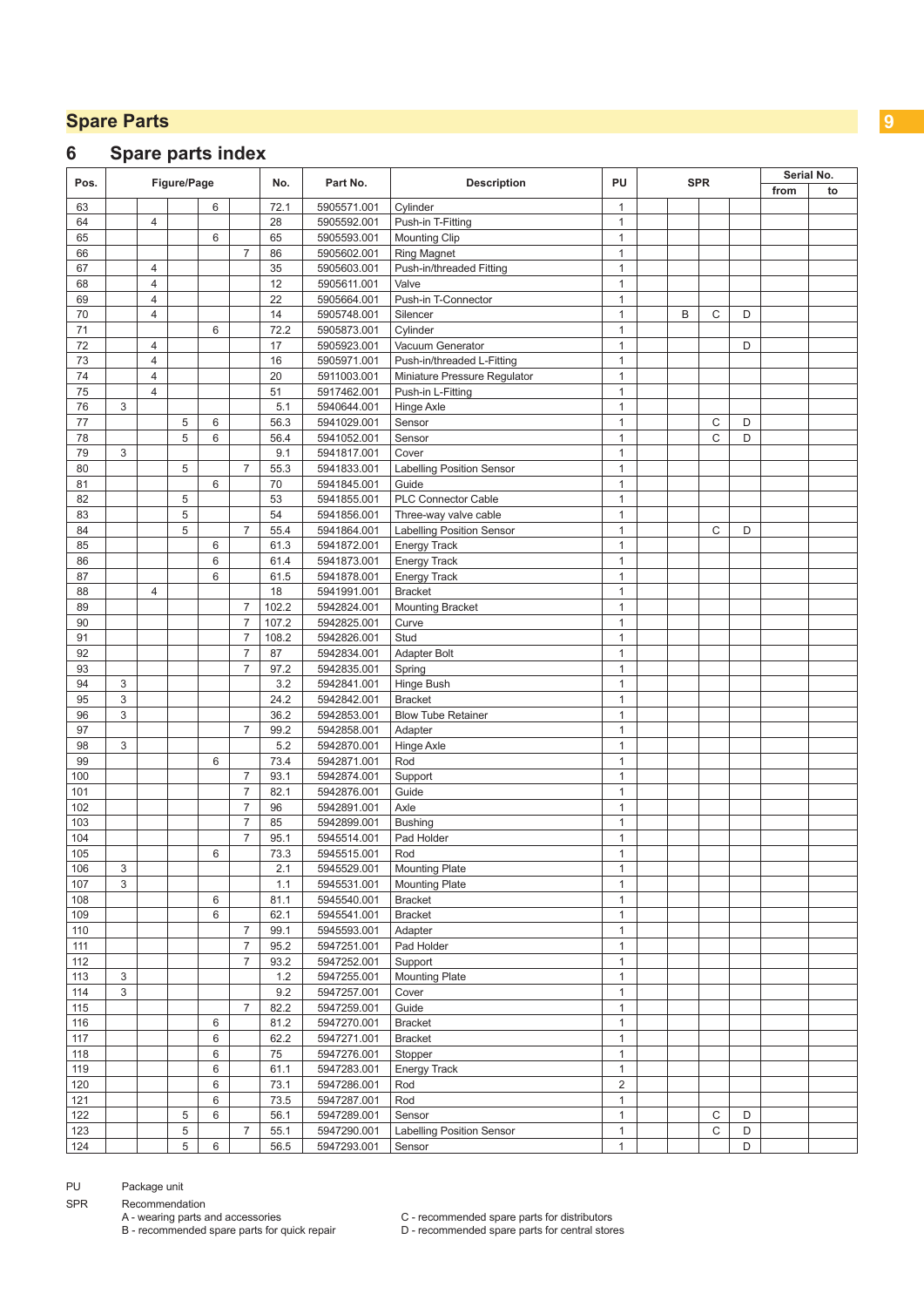# Spare Parts

## 6 Spare parts index

| Pos. | Figure/Page | | | | | No. | Part No. | Description | PU | SPR | | | | Serial No. | |
|---|---|---|---|---|---|---|---|---|---|---|---|---|---|---|---|
| | | | | | | | | | | | | | | from | to |
| 63 | | | | 6 | | 72.1 | 5905571.001 | Cylinder | 1 | | | | | | |
| 64 | | 4 | | | | 28 | 5905592.001 | Push-in T-Fitting | 1 | | | | | | |
| 65 | | | | 6 | | 65 | 5905593.001 | Mounting Clip | 1 | | | | | | |
| 66 | | | | | 7 | 86 | 5905602.001 | Ring Magnet | 1 | | | | | | |
| 67 | | 4 | | | | 35 | 5905603.001 | Push-in/threaded Fitting | 1 | | | | | | |
| 68 | | 4 | | | | 12 | 5905611.001 | Valve | 1 | | | | | | |
| 69 | | 4 | | | | 22 | 5905664.001 | Push-in T-Connector | 1 | | | | | | |
| 70 | | 4 | | | | 14 | 5905748.001 | Silencer | 1 | | B | C | D | | |
| 71 | | | | 6 | | 72.2 | 5905873.001 | Cylinder | 1 | | | | | | |
| 72 | | 4 | | | | 17 | 5905923.001 | Vacuum Generator | 1 | | | | D | | |
| 73 | | 4 | | | | 16 | 5905971.001 | Push-in/threaded L-Fitting | 1 | | | | | | |
| 74 | | 4 | | | | 20 | 5911003.001 | Miniature Pressure Regulator | 1 | | | | | | |
| 75 | | 4 | | | | 51 | 5917462.001 | Push-in L-Fitting | 1 | | | | | | |
| 76 | 3 | | | | | 5.1 | 5940644.001 | Hinge Axle | 1 | | | | | | |
| 77 | | | 5 | 6 | | 56.3 | 5941029.001 | Sensor | 1 | | | C | D | | |
| 78 | | | 5 | 6 | | 56.4 | 5941052.001 | Sensor | 1 | | | C | D | | |
| 79 | 3 | | | | | 9.1 | 5941817.001 | Cover | 1 | | | | | | |
| 80 | | | 5 | | 7 | 55.3 | 5941833.001 | Labelling Position Sensor | 1 | | | | | | |
| 81 | | | | 6 | | 70 | 5941845.001 | Guide | 1 | | | | | | |
| 82 | | | 5 | | | 53 | 5941855.001 | PLC Connector Cable | 1 | | | | | | |
| 83 | | | 5 | | | 54 | 5941856.001 | Three-way valve cable | 1 | | | | | | |
| 84 | | | 5 | | 7 | 55.4 | 5941864.001 | Labelling Position Sensor | 1 | | | C | D | | |
| 85 | | | | 6 | | 61.3 | 5941872.001 | Energy Track | 1 | | | | | | |
| 86 | | | | 6 | | 61.4 | 5941873.001 | Energy Track | 1 | | | | | | |
| 87 | | | | 6 | | 61.5 | 5941878.001 | Energy Track | 1 | | | | | | |
| 88 | | 4 | | | | 18 | 5941991.001 | Bracket | 1 | | | | | | |
| 89 | | | | | 7 | 102.2 | 5942824.001 | Mounting Bracket | 1 | | | | | | |
| 90 | | | | | 7 | 107.2 | 5942825.001 | Curve | 1 | | | | | | |
| 91 | | | | | 7 | 108.2 | 5942826.001 | Stud | 1 | | | | | | |
| 92 | | | | | 7 | 87 | 5942834.001 | Adapter Bolt | 1 | | | | | | |
| 93 | | | | | 7 | 97.2 | 5942835.001 | Spring | 1 | | | | | | |
| 94 | 3 | | | | | 3.2 | 5942841.001 | Hinge Bush | 1 | | | | | | |
| 95 | 3 | | | | | 24.2 | 5942842.001 | Bracket | 1 | | | | | | |
| 96 | 3 | | | | | 36.2 | 5942853.001 | Blow Tube Retainer | 1 | | | | | | |
| 97 | | | | | 7 | 99.2 | 5942858.001 | Adapter | 1 | | | | | | |
| 98 | 3 | | | | | 5.2 | 5942870.001 | Hinge Axle | 1 | | | | | | |
| 99 | | | | 6 | | 73.4 | 5942871.001 | Rod | 1 | | | | | | |
| 100 | | | | | 7 | 93.1 | 5942874.001 | Support | 1 | | | | | | |
| 101 | | | | | 7 | 82.1 | 5942876.001 | Guide | 1 | | | | | | |
| 102 | | | | | 7 | 96 | 5942891.001 | Axle | 1 | | | | | | |
| 103 | | | | | 7 | 85 | 5942899.001 | Bushing | 1 | | | | | | |
| 104 | | | | | 7 | 95.1 | 5945514.001 | Pad Holder | 1 | | | | | | |
| 105 | | | | 6 | | 73.3 | 5945515.001 | Rod | 1 | | | | | | |
| 106 | 3 | | | | | 2.1 | 5945529.001 | Mounting Plate | 1 | | | | | | |
| 107 | 3 | | | | | 1.1 | 5945531.001 | Mounting Plate | 1 | | | | | | |
| 108 | | | | 6 | | 81.1 | 5945540.001 | Bracket | 1 | | | | | | |
| 109 | | | | 6 | | 62.1 | 5945541.001 | Bracket | 1 | | | | | | |
| 110 | | | | | 7 | 99.1 | 5945593.001 | Adapter | 1 | | | | | | |
| 111 | | | | | 7 | 95.2 | 5947251.001 | Pad Holder | 1 | | | | | | |
| 112 | | | | | 7 | 93.2 | 5947252.001 | Support | 1 | | | | | | |
| 113 | 3 | | | | | 1.2 | 5947255.001 | Mounting Plate | 1 | | | | | | |
| 114 | 3 | | | | | 9.2 | 5947257.001 | Cover | 1 | | | | | | |
| 115 | | | | | 7 | 82.2 | 5947259.001 | Guide | 1 | | | | | | |
| 116 | | | | 6 | | 81.2 | 5947270.001 | Bracket | 1 | | | | | | |
| 117 | | | | 6 | | 62.2 | 5947271.001 | Bracket | 1 | | | | | | |
| 118 | | | | 6 | | 75 | 5947276.001 | Stopper | 1 | | | | | | |
| 119 | | | | 6 | | 61.1 | 5947283.001 | Energy Track | 1 | | | | | | |
| 120 | | | | 6 | | 73.1 | 5947286.001 | Rod | 2 | | | | | | |
| 121 | | | | 6 | | 73.5 | 5947287.001 | Rod | 1 | | | | | | |
| 122 | | | 5 | 6 | | 56.1 | 5947289.001 | Sensor | 1 | | | C | D | | |
| 123 | | | 5 | | 7 | 55.1 | 5947290.001 | Labelling Position Sensor | 1 | | | C | D | | |
| 124 | | | 5 | 6 | | 56.5 | 5947293.001 | Sensor | 1 | | | | D | | |

PU Package unit

SPR Recommendation
A - wearing parts and accessories
B - recommended spare parts for quick repair
C - recommended spare parts for distributors
D - recommended spare parts for central stores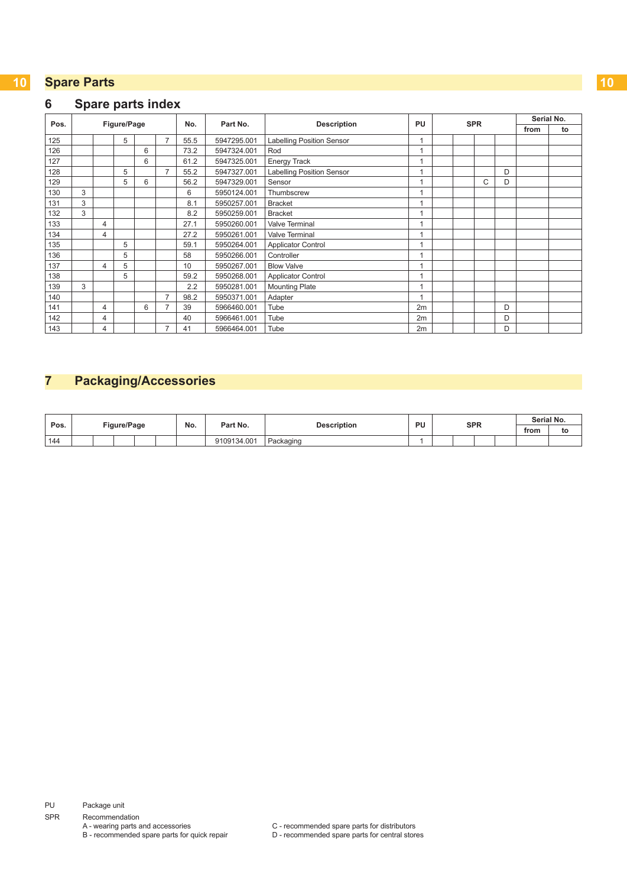# Spare Parts

## 6 Spare parts index

| Pos. | Figure/Page | | | | | No. | Part No. | Description | PU | SPR | | | | Serial No. | |
|---|---|---|---|---|---|---|---|---|---|---|---|---|---|---|---|
| | | | | | | | | | | | | | | from | to |
| 125 | | | 5 | | 7 | 55.5 | 5947295.001 | Labelling Position Sensor | 1 | | | | | | |
| 126 | | | | 6 | | 73.2 | 5947324.001 | Rod | 1 | | | | | | |
| 127 | | | | 6 | | 61.2 | 5947325.001 | Energy Track | 1 | | | | | | |
| 128 | | | 5 | | 7 | 55.2 | 5947327.001 | Labelling Position Sensor | 1 | | | | D | | |
| 129 | | | 5 | 6 | | 56.2 | 5947329.001 | Sensor | 1 | | | C | D | | |
| 130 | 3 | | | | | 6 | 5950124.001 | Thumbscrew | 1 | | | | | | |
| 131 | 3 | | | | | 8.1 | 5950257.001 | Bracket | 1 | | | | | | |
| 132 | 3 | | | | | 8.2 | 5950259.001 | Bracket | 1 | | | | | | |
| 133 | | 4 | | | | 27.1 | 5950260.001 | Valve Terminal | 1 | | | | | | |
| 134 | | 4 | | | | 27.2 | 5950261.001 | Valve Terminal | 1 | | | | | | |
| 135 | | | 5 | | | 59.1 | 5950264.001 | Applicator Control | 1 | | | | | | |
| 136 | | | 5 | | | 58 | 5950266.001 | Controller | 1 | | | | | | |
| 137 | | 4 | 5 | | | 10 | 5950267.001 | Blow Valve | 1 | | | | | | |
| 138 | | | 5 | | | 59.2 | 5950268.001 | Applicator Control | 1 | | | | | | |
| 139 | 3 | | | | | 2.2 | 5950281.001 | Mounting Plate | 1 | | | | | | |
| 140 | | | | | 7 | 98.2 | 5950371.001 | Adapter | 1 | | | | | | |
| 141 | | 4 | | 6 | 7 | 39 | 5966460.001 | Tube | 2m | | | | D | | |
| 142 | | 4 | | | | 40 | 5966461.001 | Tube | 2m | | | | D | | |
| 143 | | 4 | | | 7 | 41 | 5966464.001 | Tube | 2m | | | | D | | |

## 7 Packaging/Accessories

| Pos. | Figure/Page | | | | | No. | Part No. | Description | PU | SPR | | | | Serial No. | |
|---|---|---|---|---|---|---|---|---|---|---|---|---|---|---|---|
| | | | | | | | | | | | | | | from | to |
| 144 | | | | | | | 9109134.001 | Packaging | 1 | | | | | | |

PU Package unit

SPR Recommendation
A - wearing parts and accessories
B - recommended spare parts for quick repair
C - recommended spare parts for distributors
D - recommended spare parts for central stores